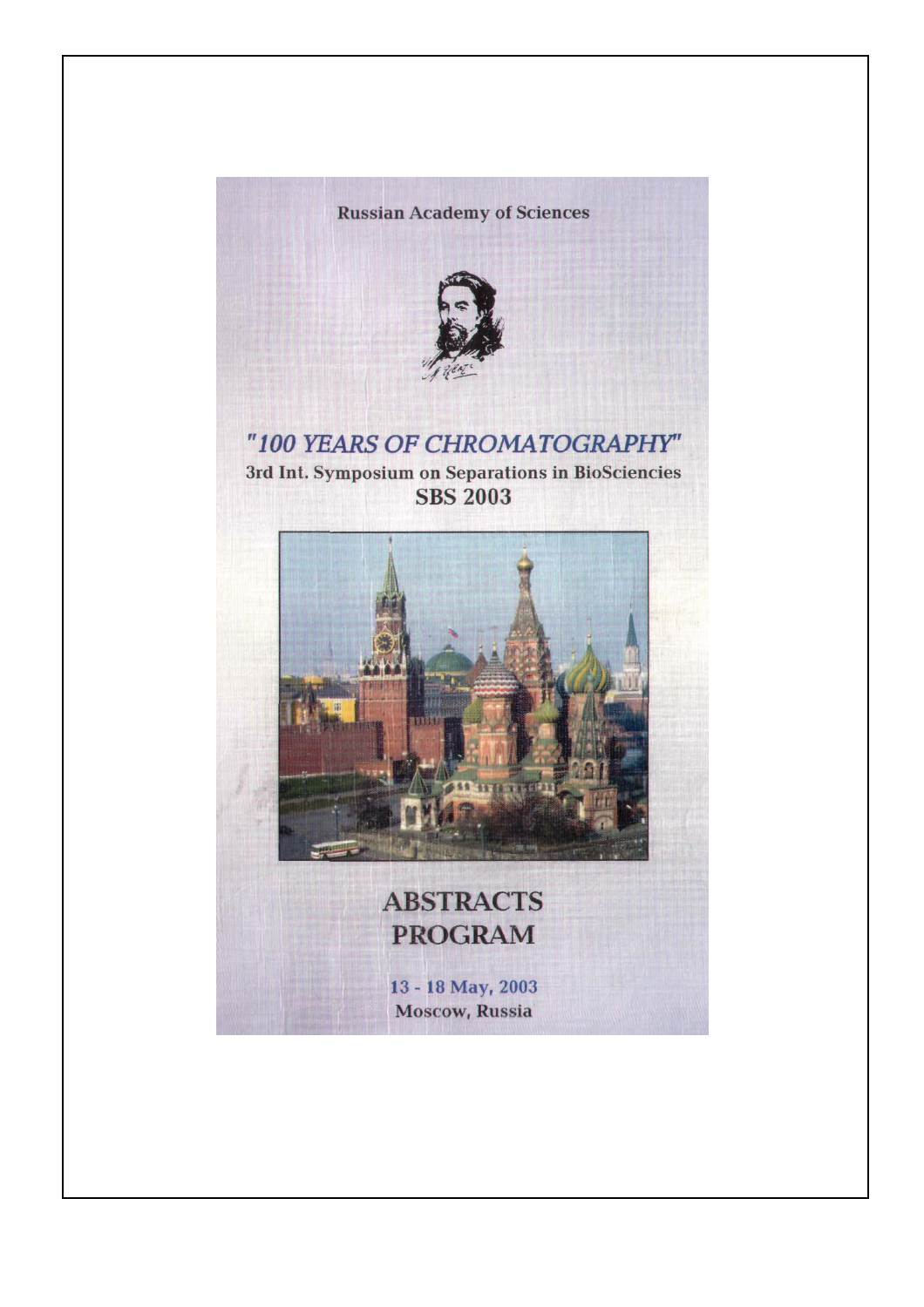Russian Academy of Sciences

# "100 YEARS OF CHROMATOGRAPHY"

## 3rd Int. Symposium on Separations in BioSciencies

## SBS 2003

# ABSTRACTS

# PROGRAM

13 - 18 May, 2003

Moscow, Russia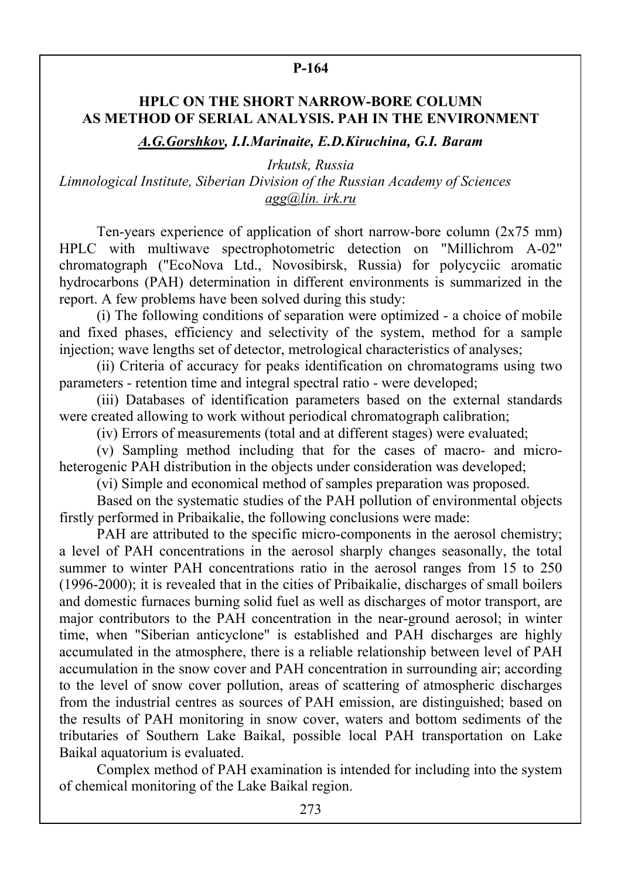P-164

## HPLC ON THE SHORT NARROW-BORE COLUMN AS METHOD OF SERIAL ANALYSIS. PAH IN THE ENVIRONMENT

***A.G.Gorshkov**, I.I.Marinaite, E.D.Kiruchina, G.I. Baram*

*Irkutsk, Russia*
*Limnological Institute, Siberian Division of the Russian Academy of Sciences*
*agg@lin. irk.ru*

Ten-years experience of application of short narrow-bore column (2x75 mm) HPLC with multiwave spectrophotometric detection on "Millichrom A-02" chromatograph ("EcoNova Ltd., Novosibirsk, Russia) for polycyciic aromatic hydrocarbons (PAH) determination in different environments is summarized in the report. A few problems have been solved during this study:

(i) The following conditions of separation were optimized - a choice of mobile and fixed phases, efficiency and selectivity of the system, method for a sample injection; wave lengths set of detector, metrological characteristics of analyses;

(ii) Criteria of accuracy for peaks identification on chromatograms using two parameters - retention time and integral spectral ratio - were developed;

(iii) Databases of identification parameters based on the external standards were created allowing to work without periodical chromatograph calibration;

(iv) Errors of measurements (total and at different stages) were evaluated;

(v) Sampling method including that for the cases of macro- and micro-heterogenic PAH distribution in the objects under consideration was developed;

(vi) Simple and economical method of samples preparation was proposed.

Based on the systematic studies of the PAH pollution of environmental objects firstly performed in Pribaikalie, the following conclusions were made:

PAH are attributed to the specific micro-components in the aerosol chemistry; a level of PAH concentrations in the aerosol sharply changes seasonally, the total summer to winter PAH concentrations ratio in the aerosol ranges from 15 to 250 (1996-2000); it is revealed that in the cities of Pribaikalie, discharges of small boilers and domestic furnaces burning solid fuel as well as discharges of motor transport, are major contributors to the PAH concentration in the near-ground aerosol; in winter time, when "Siberian anticyclone" is established and PAH discharges are highly accumulated in the atmosphere, there is a reliable relationship between level of PAH accumulation in the snow cover and PAH concentration in surrounding air; according to the level of snow cover pollution, areas of scattering of atmospheric discharges from the industrial centres as sources of PAH emission, are distinguished; based on the results of PAH monitoring in snow cover, waters and bottom sediments of the tributaries of Southern Lake Baikal, possible local PAH transportation on Lake Baikal aquatorium is evaluated.

Complex method of PAH examination is intended for including into the system of chemical monitoring of the Lake Baikal region.